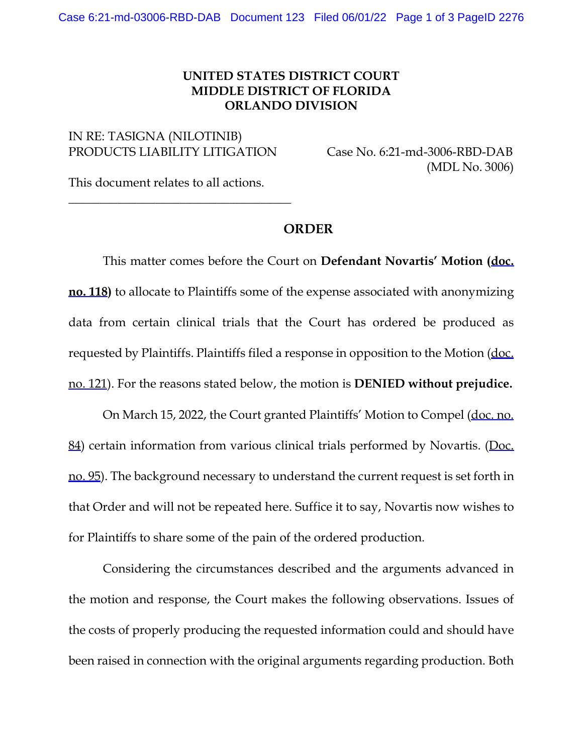**UNITED STATES DISTRICT COURT**
**MIDDLE DISTRICT OF FLORIDA**
**ORLANDO DIVISION**

IN RE: TASIGNA (NILOTINIB)
PRODUCTS LIABILITY LITIGATION

Case No. 6:21-md-3006-RBD-DAB
(MDL No. 3006)

This document relates to all actions.

---

**ORDER**

This matter comes before the Court on **Defendant Novartis' Motion (doc. no. 118)** to allocate to Plaintiffs some of the expense associated with anonymizing data from certain clinical trials that the Court has ordered be produced as requested by Plaintiffs. Plaintiffs filed a response in opposition to the Motion (doc. no. 121). For the reasons stated below, the motion is **DENIED without prejudice.**

On March 15, 2022, the Court granted Plaintiffs' Motion to Compel (doc. no. 84) certain information from various clinical trials performed by Novartis. (Doc. no. 95). The background necessary to understand the current request is set forth in that Order and will not be repeated here. Suffice it to say, Novartis now wishes to for Plaintiffs to share some of the pain of the ordered production.

Considering the circumstances described and the arguments advanced in the motion and response, the Court makes the following observations. Issues of the costs of properly producing the requested information could and should have been raised in connection with the original arguments regarding production. Both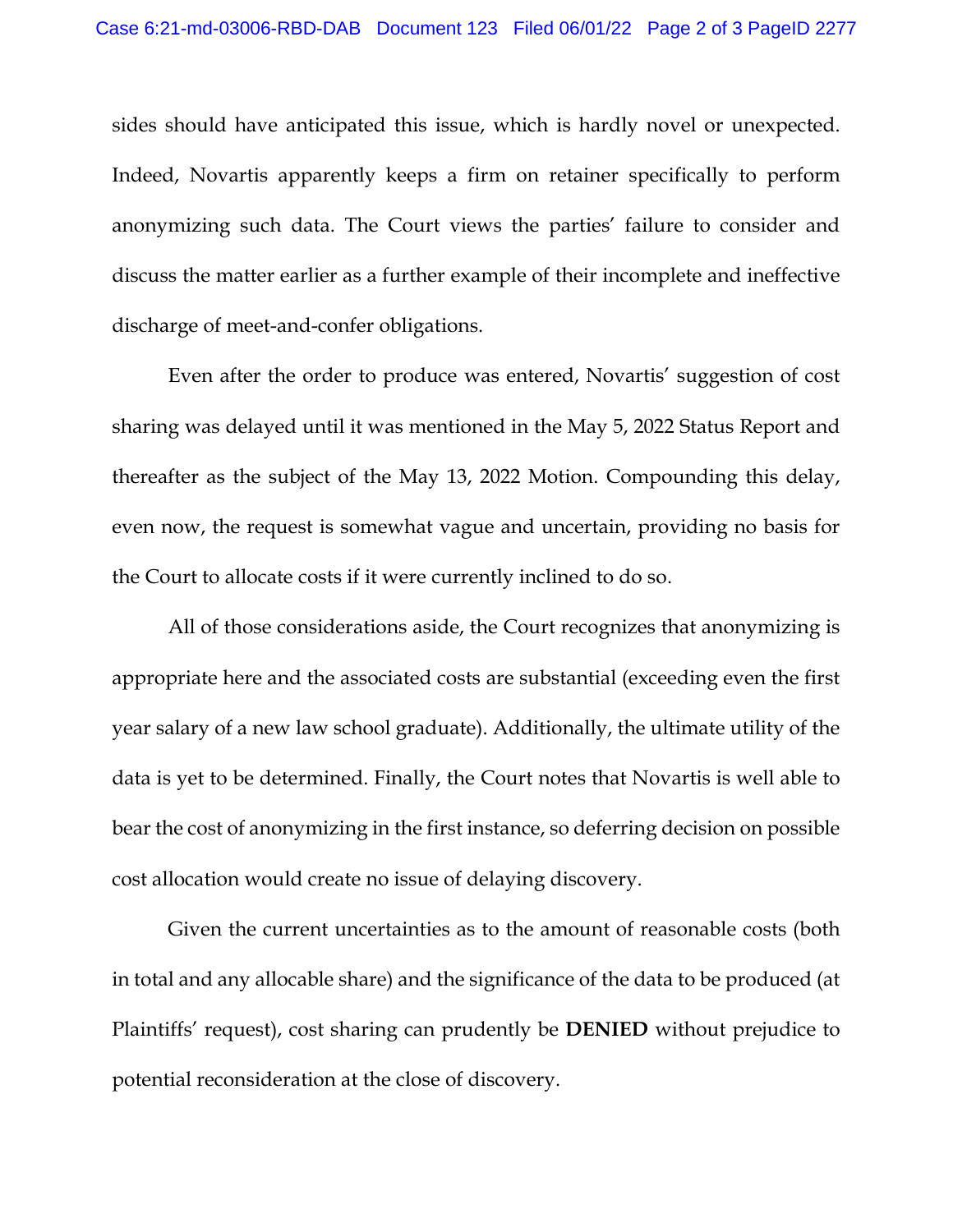sides should have anticipated this issue, which is hardly novel or unexpected. Indeed, Novartis apparently keeps a firm on retainer specifically to perform anonymizing such data. The Court views the parties' failure to consider and discuss the matter earlier as a further example of their incomplete and ineffective discharge of meet-and-confer obligations.

Even after the order to produce was entered, Novartis' suggestion of cost sharing was delayed until it was mentioned in the May 5, 2022 Status Report and thereafter as the subject of the May 13, 2022 Motion. Compounding this delay, even now, the request is somewhat vague and uncertain, providing no basis for the Court to allocate costs if it were currently inclined to do so.

All of those considerations aside, the Court recognizes that anonymizing is appropriate here and the associated costs are substantial (exceeding even the first year salary of a new law school graduate). Additionally, the ultimate utility of the data is yet to be determined. Finally, the Court notes that Novartis is well able to bear the cost of anonymizing in the first instance, so deferring decision on possible cost allocation would create no issue of delaying discovery.

Given the current uncertainties as to the amount of reasonable costs (both in total and any allocable share) and the significance of the data to be produced (at Plaintiffs' request), cost sharing can prudently be **DENIED** without prejudice to potential reconsideration at the close of discovery.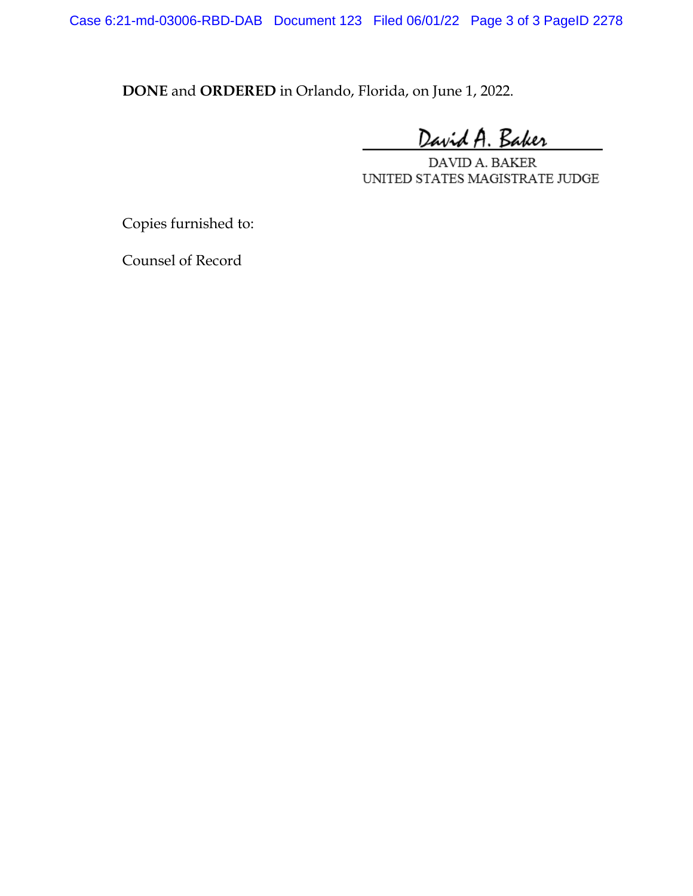**DONE** and **ORDERED** in Orlando, Florida, on June 1, 2022.

David A. Baker

DAVID A. BAKER
UNITED STATES MAGISTRATE JUDGE

Copies furnished to:

Counsel of Record